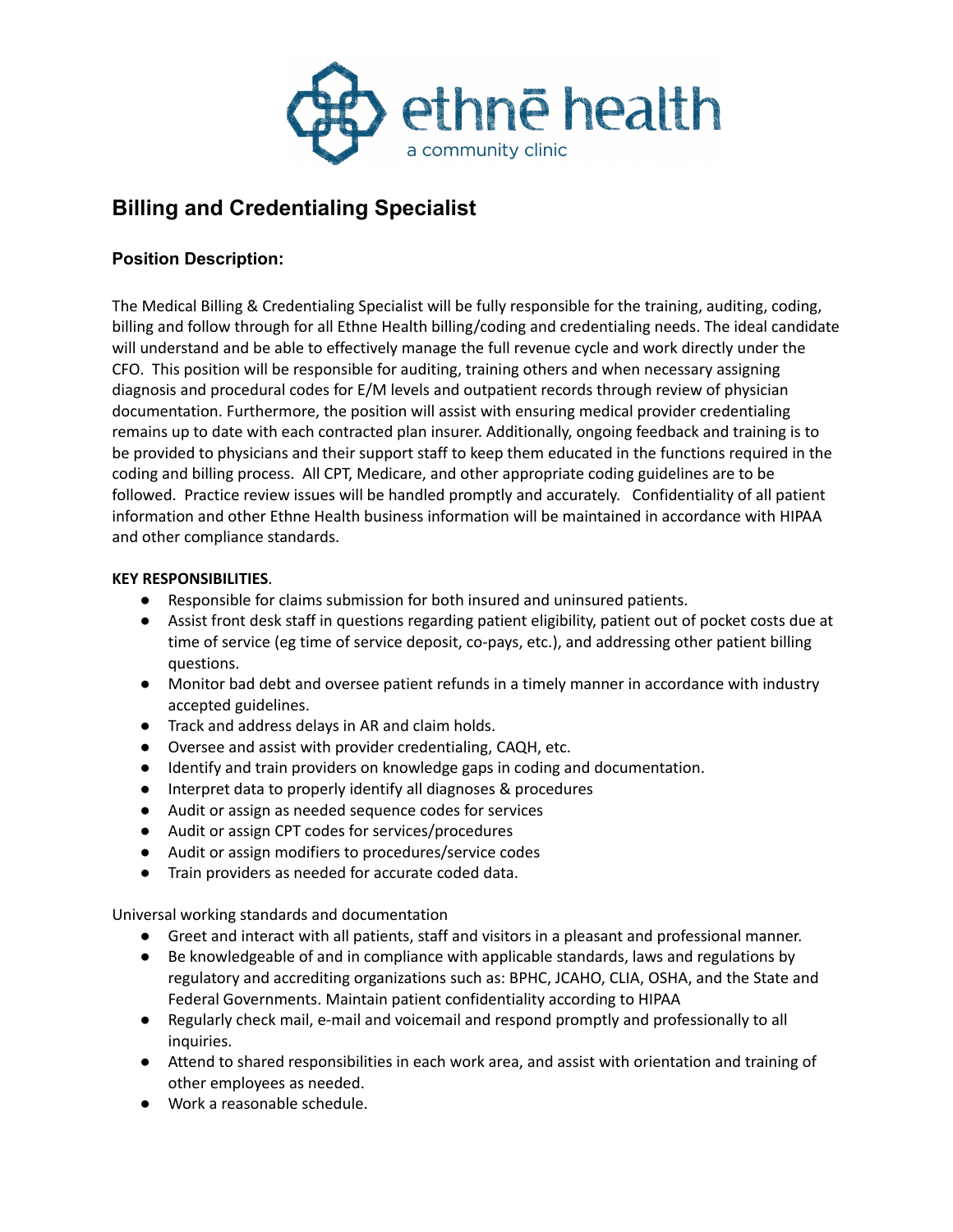ethnē health
a community clinic

# Billing and Credentialing Specialist

## Position Description:

The Medical Billing & Credentialing Specialist will be fully responsible for the training, auditing, coding, billing and follow through for all Ethne Health billing/coding and credentialing needs. The ideal candidate will understand and be able to effectively manage the full revenue cycle and work directly under the CFO. This position will be responsible for auditing, training others and when necessary assigning diagnosis and procedural codes for E/M levels and outpatient records through review of physician documentation. Furthermore, the position will assist with ensuring medical provider credentialing remains up to date with each contracted plan insurer. Additionally, ongoing feedback and training is to be provided to physicians and their support staff to keep them educated in the functions required in the coding and billing process. All CPT, Medicare, and other appropriate coding guidelines are to be followed. Practice review issues will be handled promptly and accurately. Confidentiality of all patient information and other Ethne Health business information will be maintained in accordance with HIPAA and other compliance standards.

**KEY RESPONSIBILITIES**.

- Responsible for claims submission for both insured and uninsured patients.
- Assist front desk staff in questions regarding patient eligibility, patient out of pocket costs due at time of service (eg time of service deposit, co-pays, etc.), and addressing other patient billing questions.
- Monitor bad debt and oversee patient refunds in a timely manner in accordance with industry accepted guidelines.
- Track and address delays in AR and claim holds.
- Oversee and assist with provider credentialing, CAQH, etc.
- Identify and train providers on knowledge gaps in coding and documentation.
- Interpret data to properly identify all diagnoses & procedures
- Audit or assign as needed sequence codes for services
- Audit or assign CPT codes for services/procedures
- Audit or assign modifiers to procedures/service codes
- Train providers as needed for accurate coded data.

Universal working standards and documentation

- Greet and interact with all patients, staff and visitors in a pleasant and professional manner.
- Be knowledgeable of and in compliance with applicable standards, laws and regulations by regulatory and accrediting organizations such as: BPHC, JCAHO, CLIA, OSHA, and the State and Federal Governments. Maintain patient confidentiality according to HIPAA
- Regularly check mail, e-mail and voicemail and respond promptly and professionally to all inquiries.
- Attend to shared responsibilities in each work area, and assist with orientation and training of other employees as needed.
- Work a reasonable schedule.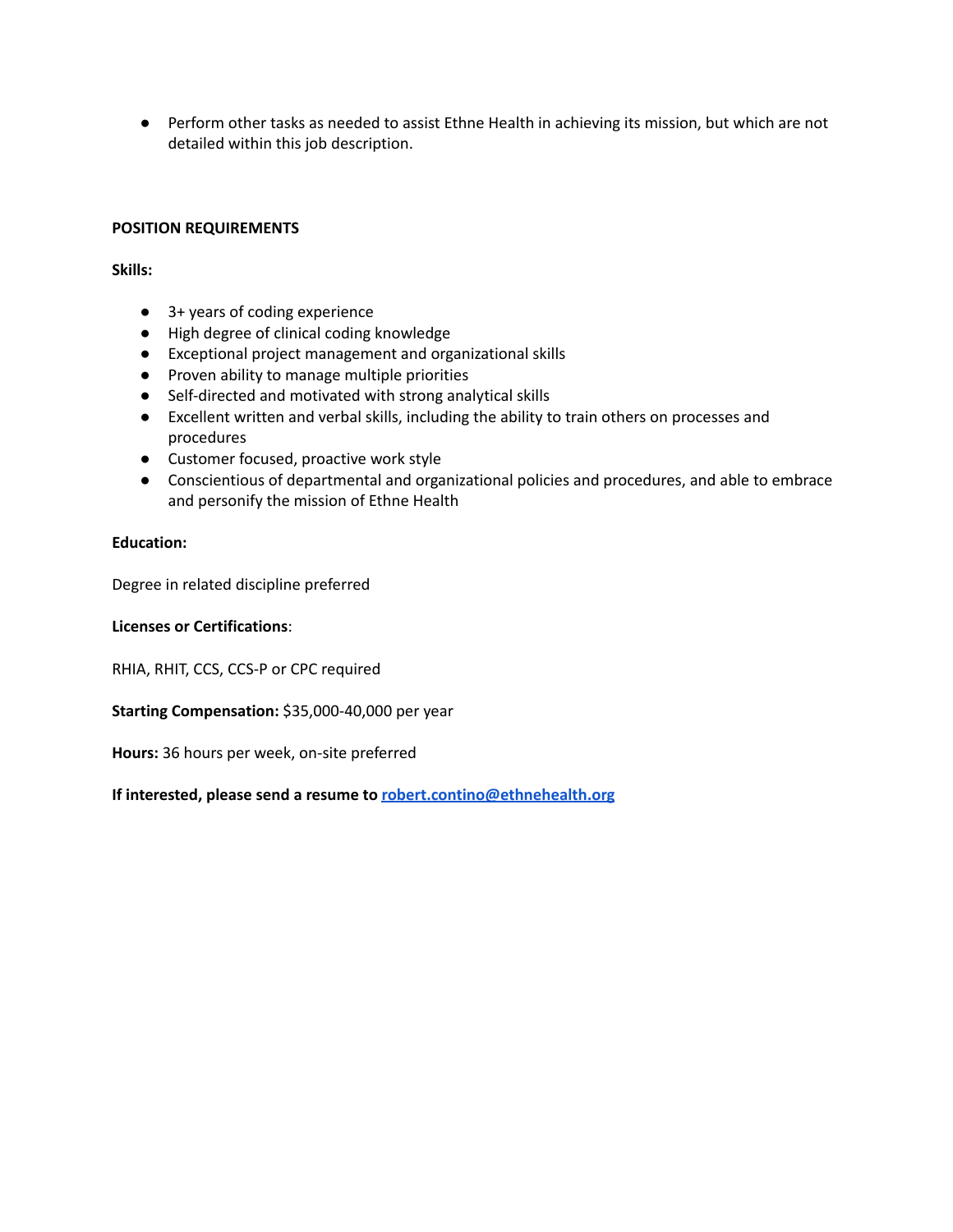- Perform other tasks as needed to assist Ethne Health in achieving its mission, but which are not detailed within this job description.

**POSITION REQUIREMENTS**

**Skills:**

- 3+ years of coding experience
- High degree of clinical coding knowledge
- Exceptional project management and organizational skills
- Proven ability to manage multiple priorities
- Self-directed and motivated with strong analytical skills
- Excellent written and verbal skills, including the ability to train others on processes and procedures
- Customer focused, proactive work style
- Conscientious of departmental and organizational policies and procedures, and able to embrace and personify the mission of Ethne Health

**Education:**

Degree in related discipline preferred

**Licenses or Certifications**:

RHIA, RHIT, CCS, CCS-P or CPC required

**Starting Compensation:** $35,000-40,000 per year

**Hours:** 36 hours per week, on-site preferred

**If interested, please send a resume to [robert.contino@ethnehealth.org](mailto:robert.contino@ethnehealth.org)**